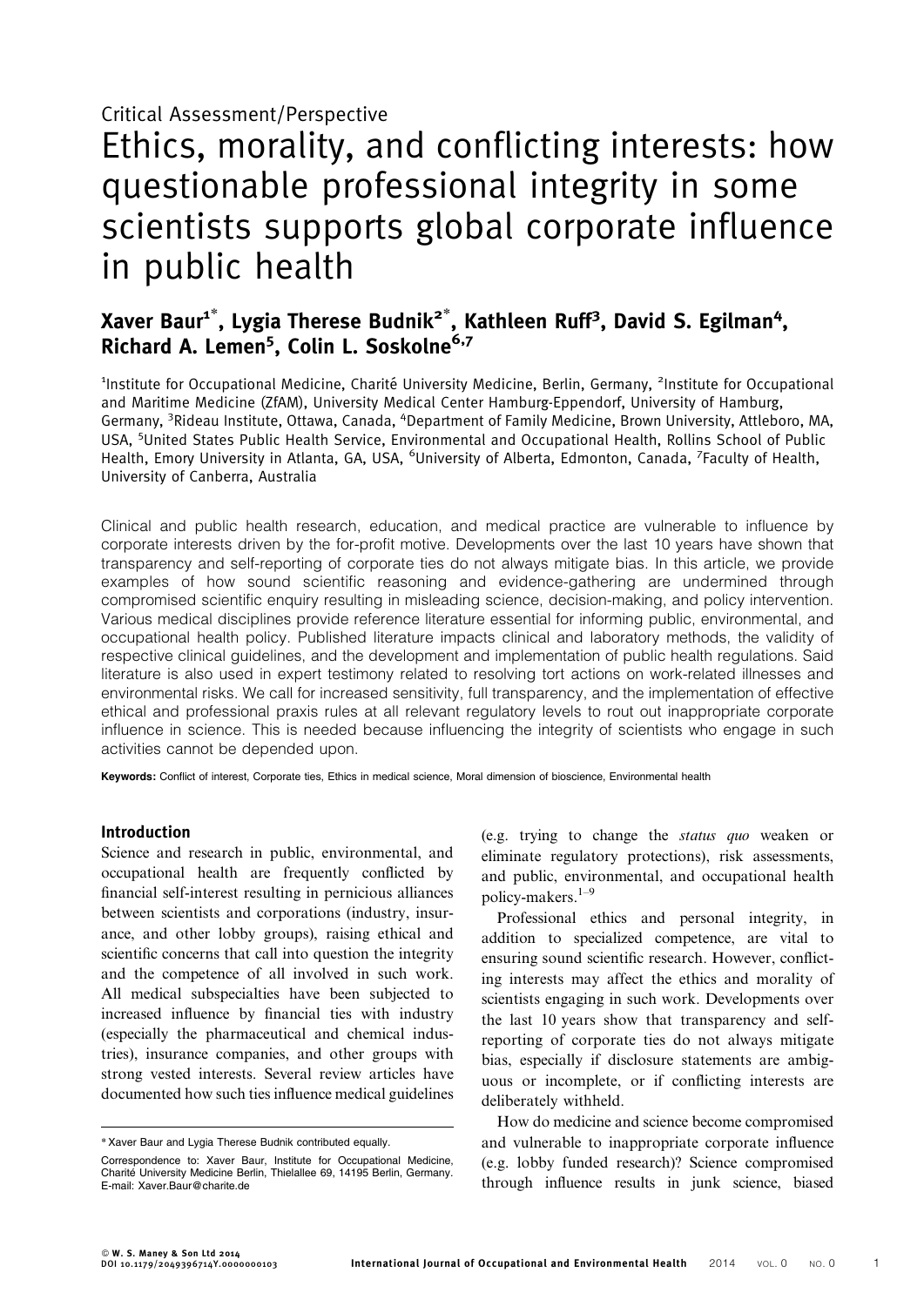Critical Assessment/Perspective

# Ethics, morality, and conflicting interests: how questionable professional integrity in some scientists supports global corporate influence in public health

**Xaver Baur[1]\*, Lygia Therese Budnik[2]\*, Kathleen Ruff[3], David S. Egilman[4], Richard A. Lemen[5], Colin L. Soskolne[6,7]**

[1]Institute for Occupational Medicine, Charité University Medicine, Berlin, Germany, [2]Institute for Occupational and Maritime Medicine (ZfAM), University Medical Center Hamburg-Eppendorf, University of Hamburg, Germany, [3]Rideau Institute, Ottawa, Canada, [4]Department of Family Medicine, Brown University, Attleboro, MA, USA, [5]United States Public Health Service, Environmental and Occupational Health, Rollins School of Public Health, Emory University in Atlanta, GA, USA, [6]University of Alberta, Edmonton, Canada, [7]Faculty of Health, University of Canberra, Australia

Clinical and public health research, education, and medical practice are vulnerable to influence by corporate interests driven by the for-profit motive. Developments over the last 10 years have shown that transparency and self-reporting of corporate ties do not always mitigate bias. In this article, we provide examples of how sound scientific reasoning and evidence-gathering are undermined through compromised scientific enquiry resulting in misleading science, decision-making, and policy intervention. Various medical disciplines provide reference literature essential for informing public, environmental, and occupational health policy. Published literature impacts clinical and laboratory methods, the validity of respective clinical guidelines, and the development and implementation of public health regulations. Said literature is also used in expert testimony related to resolving tort actions on work-related illnesses and environmental risks. We call for increased sensitivity, full transparency, and the implementation of effective ethical and professional praxis rules at all relevant regulatory levels to rout out inappropriate corporate influence in science. This is needed because influencing the integrity of scientists who engage in such activities cannot be depended upon.

**Keywords:** Conflict of interest, Corporate ties, Ethics in medical science, Moral dimension of bioscience, Environmental health

## Introduction

Science and research in public, environmental, and occupational health are frequently conflicted by financial self-interest resulting in pernicious alliances between scientists and corporations (industry, insurance, and other lobby groups), raising ethical and scientific concerns that call into question the integrity and the competence of all involved in such work. All medical subspecialties have been subjected to increased influence by financial ties with industry (especially the pharmaceutical and chemical industries), insurance companies, and other groups with strong vested interests. Several review articles have documented how such ties influence medical guidelines (e.g. trying to change the *status quo* weaken or eliminate regulatory protections), risk assessments, and public, environmental, and occupational health policy-makers.[1–9]

Professional ethics and personal integrity, in addition to specialized competence, are vital to ensuring sound scientific research. However, conflicting interests may affect the ethics and morality of scientists engaging in such work. Developments over the last 10 years show that transparency and self-reporting of corporate ties do not always mitigate bias, especially if disclosure statements are ambiguous or incomplete, or if conflicting interests are deliberately withheld.

How do medicine and science become compromised and vulnerable to inappropriate corporate influence (e.g. lobby funded research)? Science compromised through influence results in junk science, biased

\* Xaver Baur and Lygia Therese Budnik contributed equally.

Correspondence to: Xaver Baur, Institute for Occupational Medicine, Charité University Medicine Berlin, Thielallee 69, 14195 Berlin, Germany. E-mail: Xaver.Baur@charite.de

© W. S. Maney & Son Ltd 2014
DOI 10.1179/2049396714Y.0000000103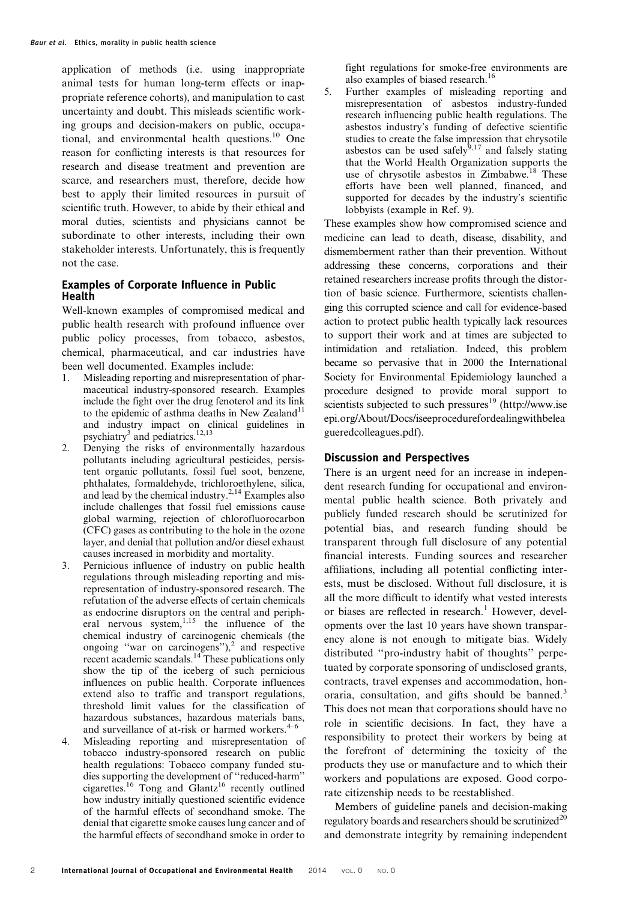application of methods (i.e. using inappropriate animal tests for human long-term effects or inappropriate reference cohorts), and manipulation to cast uncertainty and doubt. This misleads scientific working groups and decision-makers on public, occupational, and environmental health questions.[10] One reason for conflicting interests is that resources for research and disease treatment and prevention are scarce, and researchers must, therefore, decide how best to apply their limited resources in pursuit of scientific truth. However, to abide by their ethical and moral duties, scientists and physicians cannot be subordinate to other interests, including their own stakeholder interests. Unfortunately, this is frequently not the case.

## Examples of Corporate Influence in Public Health

Well-known examples of compromised medical and public health research with profound influence over public policy processes, from tobacco, asbestos, chemical, pharmaceutical, and car industries have been well documented. Examples include:

1. Misleading reporting and misrepresentation of pharmaceutical industry-sponsored research. Examples include the fight over the drug fenoterol and its link to the epidemic of asthma deaths in New Zealand[11] and industry impact on clinical guidelines in psychiatry[3] and pediatrics.[12,13]
2. Denying the risks of environmentally hazardous pollutants including agricultural pesticides, persistent organic pollutants, fossil fuel soot, benzene, phthalates, formaldehyde, trichloroethylene, silica, and lead by the chemical industry.[2,14] Examples also include challenges that fossil fuel emissions cause global warming, rejection of chlorofluorocarbon (CFC) gases as contributing to the hole in the ozone layer, and denial that pollution and/or diesel exhaust causes increased in morbidity and mortality.
3. Pernicious influence of industry on public health regulations through misleading reporting and misrepresentation of industry-sponsored research. The refutation of the adverse effects of certain chemicals as endocrine disruptors on the central and peripheral nervous system,[1,15] the influence of the chemical industry of carcinogenic chemicals (the ongoing "war on carcinogens"),[2] and respective recent academic scandals.[14] These publications only show the tip of the iceberg of such pernicious influences on public health. Corporate influences extend also to traffic and transport regulations, threshold limit values for the classification of hazardous substances, hazardous materials bans, and surveillance of at-risk or harmed workers.[4–6]
4. Misleading reporting and misrepresentation of tobacco industry-sponsored research on public health regulations: Tobacco company funded studies supporting the development of "reduced-harm" cigarettes.[16] Tong and Glantz[16] recently outlined how industry initially questioned scientific evidence of the harmful effects of secondhand smoke. The denial that cigarette smoke causes lung cancer and of the harmful effects of secondhand smoke in order to fight regulations for smoke-free environments are also examples of biased research.[16]
5. Further examples of misleading reporting and misrepresentation of asbestos industry-funded research influencing public health regulations. The asbestos industry's funding of defective scientific studies to create the false impression that chrysotile asbestos can be used safely[9,17] and falsely stating that the World Health Organization supports the use of chrysotile asbestos in Zimbabwe.[18] These efforts have been well planned, financed, and supported for decades by the industry's scientific lobbyists (example in Ref. 9).

These examples show how compromised science and medicine can lead to death, disease, disability, and dismemberment rather than their prevention. Without addressing these concerns, corporations and their retained researchers increase profits through the distortion of basic science. Furthermore, scientists challenging this corrupted science and call for evidence-based action to protect public health typically lack resources to support their work and at times are subjected to intimidation and retaliation. Indeed, this problem became so pervasive that in 2000 the International Society for Environmental Epidemiology launched a procedure designed to provide moral support to scientists subjected to such pressures[19] (http://www.iseepi.org/About/Docs/iseeprocedurefordealingwithbeleaguedcolleagues.pdf).

## Discussion and Perspectives

There is an urgent need for an increase in independent research funding for occupational and environmental public health science. Both privately and publicly funded research should be scrutinized for potential bias, and research funding should be transparent through full disclosure of any potential financial interests. Funding sources and researcher affiliations, including all potential conflicting interests, must be disclosed. Without full disclosure, it is all the more difficult to identify what vested interests or biases are reflected in research.[1] However, developments over the last 10 years have shown transparency alone is not enough to mitigate bias. Widely distributed "pro-industry habit of thoughts" perpetuated by corporate sponsoring of undisclosed grants, contracts, travel expenses and accommodation, honoraria, consultation, and gifts should be banned.[3] This does not mean that corporations should have no role in scientific decisions. In fact, they have a responsibility to protect their workers by being at the forefront of determining the toxicity of the products they use or manufacture and to which their workers and populations are exposed. Good corporate citizenship needs to be reestablished.

Members of guideline panels and decision-making regulatory boards and researchers should be scrutinized[20] and demonstrate integrity by remaining independent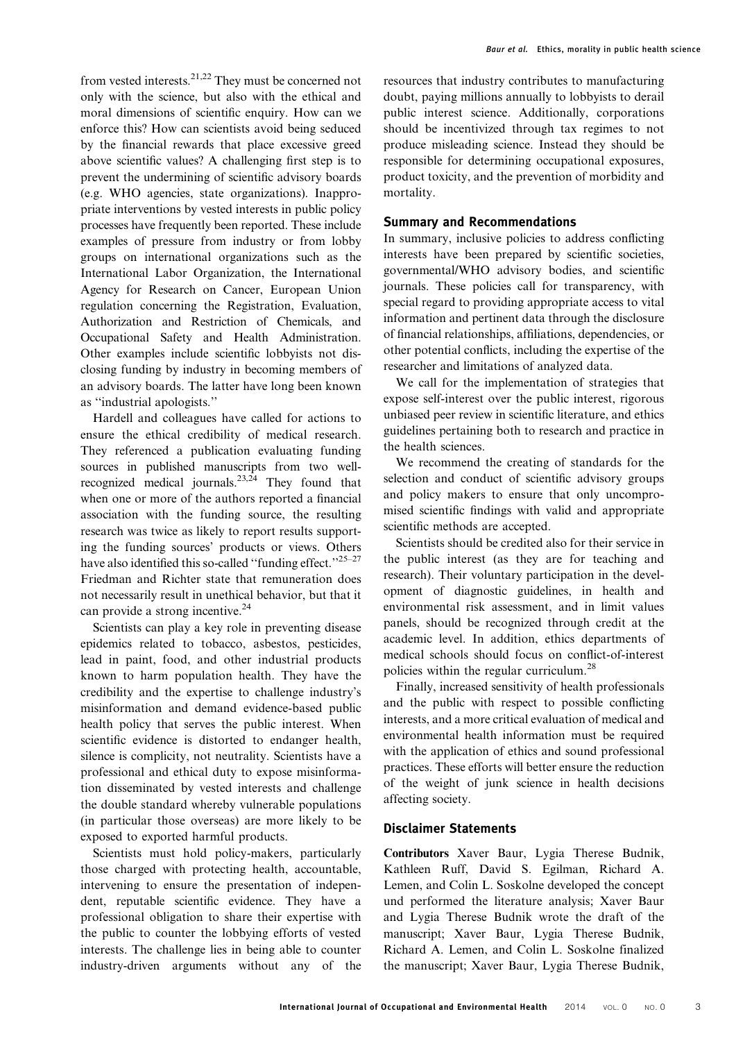from vested interests.[21,22] They must be concerned not only with the science, but also with the ethical and moral dimensions of scientific enquiry. How can we enforce this? How can scientists avoid being seduced by the financial rewards that place excessive greed above scientific values? A challenging first step is to prevent the undermining of scientific advisory boards (e.g. WHO agencies, state organizations). Inappropriate interventions by vested interests in public policy processes have frequently been reported. These include examples of pressure from industry or from lobby groups on international organizations such as the International Labor Organization, the International Agency for Research on Cancer, European Union regulation concerning the Registration, Evaluation, Authorization and Restriction of Chemicals, and Occupational Safety and Health Administration. Other examples include scientific lobbyists not disclosing funding by industry in becoming members of an advisory boards. The latter have long been known as "industrial apologists."

Hardell and colleagues have called for actions to ensure the ethical credibility of medical research. They referenced a publication evaluating funding sources in published manuscripts from two well-recognized medical journals.[23,24] They found that when one or more of the authors reported a financial association with the funding source, the resulting research was twice as likely to report results supporting the funding sources' products or views. Others have also identified this so-called "funding effect."[25–27] Friedman and Richter state that remuneration does not necessarily result in unethical behavior, but that it can provide a strong incentive.[24]

Scientists can play a key role in preventing disease epidemics related to tobacco, asbestos, pesticides, lead in paint, food, and other industrial products known to harm population health. They have the credibility and the expertise to challenge industry's misinformation and demand evidence-based public health policy that serves the public interest. When scientific evidence is distorted to endanger health, silence is complicity, not neutrality. Scientists have a professional and ethical duty to expose misinformation disseminated by vested interests and challenge the double standard whereby vulnerable populations (in particular those overseas) are more likely to be exposed to exported harmful products.

Scientists must hold policy-makers, particularly those charged with protecting health, accountable, intervening to ensure the presentation of independent, reputable scientific evidence. They have a professional obligation to share their expertise with the public to counter the lobbying efforts of vested interests. The challenge lies in being able to counter industry-driven arguments without any of the resources that industry contributes to manufacturing doubt, paying millions annually to lobbyists to derail public interest science. Additionally, corporations should be incentivized through tax regimes to not produce misleading science. Instead they should be responsible for determining occupational exposures, product toxicity, and the prevention of morbidity and mortality.

## Summary and Recommendations

In summary, inclusive policies to address conflicting interests have been prepared by scientific societies, governmental/WHO advisory bodies, and scientific journals. These policies call for transparency, with special regard to providing appropriate access to vital information and pertinent data through the disclosure of financial relationships, affiliations, dependencies, or other potential conflicts, including the expertise of the researcher and limitations of analyzed data.

We call for the implementation of strategies that expose self-interest over the public interest, rigorous unbiased peer review in scientific literature, and ethics guidelines pertaining both to research and practice in the health sciences.

We recommend the creating of standards for the selection and conduct of scientific advisory groups and policy makers to ensure that only uncompromised scientific findings with valid and appropriate scientific methods are accepted.

Scientists should be credited also for their service in the public interest (as they are for teaching and research). Their voluntary participation in the development of diagnostic guidelines, in health and environmental risk assessment, and in limit values panels, should be recognized through credit at the academic level. In addition, ethics departments of medical schools should focus on conflict-of-interest policies within the regular curriculum.[28]

Finally, increased sensitivity of health professionals and the public with respect to possible conflicting interests, and a more critical evaluation of medical and environmental health information must be required with the application of ethics and sound professional practices. These efforts will better ensure the reduction of the weight of junk science in health decisions affecting society.

## Disclaimer Statements

**Contributors** Xaver Baur, Lygia Therese Budnik, Kathleen Ruff, David S. Egilman, Richard A. Lemen, and Colin L. Soskolne developed the concept und performed the literature analysis; Xaver Baur and Lygia Therese Budnik wrote the draft of the manuscript; Xaver Baur, Lygia Therese Budnik, Richard A. Lemen, and Colin L. Soskolne finalized the manuscript; Xaver Baur, Lygia Therese Budnik,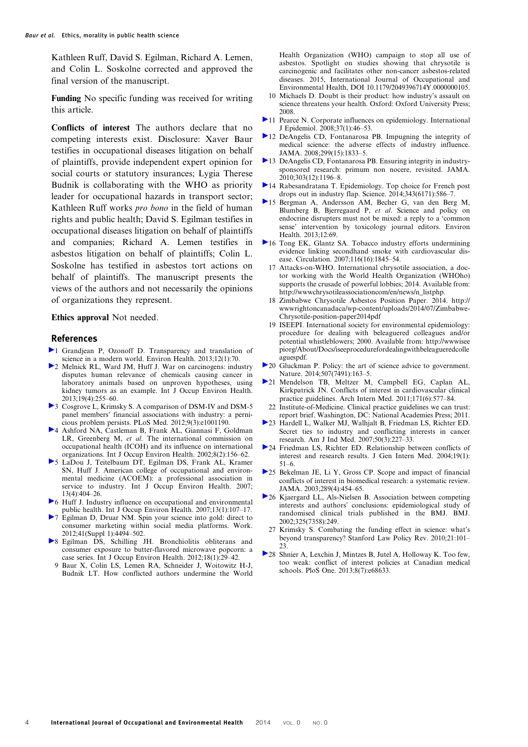Kathleen Ruff, David S. Egilman, Richard A. Lemen, and Colin L. Soskolne corrected and approved the final version of the manuscript.

**Funding** No specific funding was received for writing this article.

**Conflicts of interest** The authors declare that no competing interests exist. Disclosure: Xaver Baur testifies in occupational diseases litigation on behalf of plaintiffs, provide independent expert opinion for social courts or statutory insurances; Lygia Therese Budnik is collaborating with the WHO as priority leader for occupational hazards in transport sector; Kathleen Ruff works *pro bono* in the field of human rights and public health; David S. Egilman testifies in occupational diseases litigation on behalf of plaintiffs and companies; Richard A. Lemen testifies in asbestos litigation on behalf of plaintiffs; Colin L. Soskolne has testified in asbestos tort actions on behalf of plaintiffs. The manuscript presents the views of the authors and not necessarily the opinions of organizations they represent.

**Ethics approval** Not needed.

## References

1. Grandjean P, Ozonoff D. Transparency and translation of science in a modern world. Environ Health. 2013;12(1):70.
2. Melnick RL, Ward JM, Huff J. War on carcinogens: industry disputes human relevance of chemicals causing cancer in laboratory animals based on unproven hypotheses, using kidney tumors as an example. Int J Occup Environ Health. 2013;19(4):255–60.
3. Cosgrove L, Krimsky S. A comparison of DSM-IV and DSM-5 panel members' financial associations with industry: a pernicious problem persists. PLoS Med. 2012;9(3):e1001190.
4. Ashford NA, Castleman B, Frank AL, Giannasi F, Goldman LR, Greenberg M, *et al*. The international commission on occupational health (ICOH) and its influence on international organizations. Int J Occup Environ Health. 2002;8(2):156–62.
5. LaDou J, Teitelbaum DT, Egilman DS, Frank AL, Kramer SN, Huff J. American college of occupational and environmental medicine (ACOEM): a professional association in service to industry. Int J Occup Environ Health. 2007; 13(4):404–26.
6. Huff J. Industry influence on occupational and environmental public health. Int J Occup Environ Health. 2007;13(1):107–17.
7. Egilman D, Druar NM. Spin your science into gold: direct to consumer marketing within social media platforms. Work. 2012;41(Suppl 1):4494–502.
8. Egilman DS, Schilling JH. Bronchiolitis obliterans and consumer exposure to butter-flavored microwave popcorn: a case series. Int J Occup Environ Health. 2012;18(1):29–42.
9. Baur X, Colin LS, Lemen RA, Schneider J, Woitowitz H-J, Budnik LT. How conflicted authors undermine the World Health Organization (WHO) campaign to stop all use of asbestos. Spotlight on studies showing that chrysotile is carcinogenic and facilitates other non-cancer asbestos-related diseases. 2015, International Journal of Occupational and Environmental Health, DOI 10.1179/2049396714Y.0000000105.
10. Michaels D. Doubt is their product: how industry's assault on science threatens your health. Oxford: Oxford University Press; 2008.
11. Pearce N. Corporate influences on epidemiology. International J Epidemiol. 2008;37(1):46–53.
12. DeAngelis CD, Fontanarosa PB. Impugning the integrity of medical science: the adverse effects of industry influence. JAMA. 2008;299(15):1833–5.
13. DeAngelis CD, Fontanarosa PB. Ensuring integrity in industry-sponsored research: primum non nocere, revisited. JAMA. 2010;303(12):1196–8.
14. Rabesandratana T. Epidemiology. Top choice for French post drops out in industry flap. Science. 2014;343(6171):586–7.
15. Bergman A, Andersson AM, Becher G, van den Berg M, Blumberg B, Bjerregaard P, *et al*. Science and policy on endocrine disrupters must not be mixed: a reply to a 'common sense' intervention by toxicology journal editors. Environ Health. 2013;12:69.
16. Tong EK, Glantz SA. Tobacco industry efforts undermining evidence linking secondhand smoke with cardiovascular disease. Circulation. 2007;116(16):1845–54.
17. Attacks-on-WHO. International chrysotile association, a doctor working with the World Health Organization (WHOho) supports the crusade of powerful lobbies; 2014. Available from: http://wwwchrysotileassociationcom/en/news/n_listphp.
18. Zimbabwe Chrysotile Asbestos Position Paper. 2014. http://wwwrightoncanadaca/wp-content/uploads/2014/07/Zimbabwe-Chrysotile-position-paper2014pdf
19. ISEEPI. International society for environmental epidemiology: procedure for dealing with beleaguered colleagues and/or potential whistleblowers; 2000. Available from: http://wwwiseepiorg/About/Docs/iseeprocedurefordealingwithbeleagueredcolleaguespdf.
20. Gluckman P. Policy: the art of science advice to government. Nature. 2014;507(7491):163–5.
21. Mendelson TB, Meltzer M, Campbell EG, Caplan AL, Kirkpatrick JN. Conflicts of interest in cardiovascular clinical practice guidelines. Arch Intern Med. 2011;171(6):577–84.
22. Institute-of-Medicine. Clinical practice guidelines we can trust: report brief. Washington, DC: National Academies Press; 2011.
23. Hardell L, Walker MJ, Walhjalt B, Friedman LS, Richter ED. Secret ties to industry and conflicting interests in cancer research. Am J Ind Med. 2007;50(3):227–33.
24. Friedman LS, Richter ED. Relationship between conflicts of interest and research results. J Gen Intern Med. 2004;19(1): 51–6.
25. Bekelman JE, Li Y, Gross CP. Scope and impact of financial conflicts of interest in biomedical research: a systematic review. JAMA. 2003;289(4):454–65.
26. Kjaergard LL, Als-Nielsen B. Association between competing interests and authors' conclusions: epidemiological study of randomised clinical trials published in the BMJ. BMJ. 2002;325(7358):249.
27. Krimsky S. Combating the funding effect in science: what's beyond transparency? Stanford Law Policy Rev. 2010;21:101–23.
28. Shnier A, Lexchin J, Mintzes B, Jutel A, Holloway K. Too few, too weak: conflict of interest policies at Canadian medical schools. PloS One. 2013;8(7):e68633.